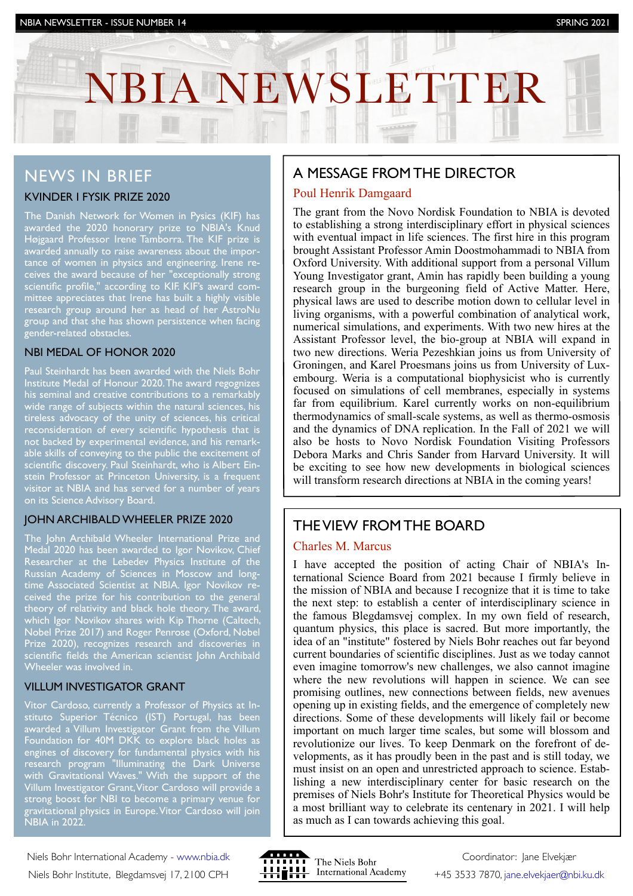# NBIA NEWSLETTER

## NEWS IN BRIEF

### KVINDER I FYSIK PRIZE 2020

The Danish Network for Women in Pysics (KIF) has awarded the 2020 honorary prize to NBIA's Knud Højgaard Professor Irene Tamborra. The KIF prize is awarded annually to raise awareness about the importance of women in physics and engineering. Irene receives the award because of her "exceptionally strong scientific profile," according to KIF. KIF's award committee appreciates that Irene has built a highly visible research group around her as head of her AstroNu group and that she has shown persistence when facing gender-related obstacles.

### NBI MEDAL OF HONOR 2020

Paul Steinhardt has been awarded with the Niels Bohr Institute Medal of Honour 2020. The award regognizes his seminal and creative contributions to a remarkably wide range of subjects within the natural sciences, his tireless advocacy of the unity of sciences, his critical reconsideration of every scientific hypothesis that is not backed by experimental evidence, and his remarkable skills of conveying to the public the excitement of scientific discovery. Paul Steinhardt, who is Albert Einstein Professor at Princeton University, is a frequent visitor at NBIA and has served for a number of years on its Science Advisory Board.

### JOHN ARCHIBALD WHEELER PRIZE 2020

The John Archibald Wheeler International Prize and Medal 2020 has been awarded to Igor Novikov, Chief Researcher at the Lebedev Physics Institute of the Russian Academy of Sciences in Moscow and long-time Associated Scientist at NBIA. Igor Novikov received the prize for his contribution to the general theory of relativity and black hole theory. The award, which Igor Novikov shares with Kip Thorne (Caltech, Nobel Prize 2017) and Roger Penrose (Oxford, Nobel Prize 2020), recognizes research and discoveries in scientific fields the American scientist John Archibald Wheeler was involved in.

### VILLUM INVESTIGATOR GRANT

Vitor Cardoso, currently a Professor of Physics at Instituto Superior Técnico (IST) Portugal, has been awarded a Villum Investigator Grant from the Villum Foundation for 40M DKK to explore black holes as engines of discovery for fundamental physics with his research program "Illuminating the Dark Universe with Gravitational Waves." With the support of the Villum Investigator Grant, Vitor Cardoso will provide a strong boost for NBI to become a primary venue for gravitational physics in Europe. Vitor Cardoso will join NBIA in 2022.

## A MESSAGE FROM THE DIRECTOR

Poul Henrik Damgaard

The grant from the Novo Nordisk Foundation to NBIA is devoted to establishing a strong interdisciplinary effort in physical sciences with eventual impact in life sciences. The first hire in this program brought Assistant Professor Amin Doostmohammadi to NBIA from Oxford University. With additional support from a personal Villum Young Investigator grant, Amin has rapidly been building a young research group in the burgeoning field of Active Matter. Here, physical laws are used to describe motion down to cellular level in living organisms, with a powerful combination of analytical work, numerical simulations, and experiments. With two new hires at the Assistant Professor level, the bio-group at NBIA will expand in two new directions. Weria Pezeshkian joins us from University of Groningen, and Karel Proesmans joins us from University of Luxembourg. Weria is a computational biophysicist who is currently focused on simulations of cell membranes, especially in systems far from equilibrium. Karel currently works on non-equilibrium thermodynamics of small-scale systems, as well as thermo-osmosis and the dynamics of DNA replication. In the Fall of 2021 we will also be hosts to Novo Nordisk Foundation Visiting Professors Debora Marks and Chris Sander from Harvard University. It will be exciting to see how new developments in biological sciences will transform research directions at NBIA in the coming years!

## THE VIEW FROM THE BOARD

Charles M. Marcus

I have accepted the position of acting Chair of NBIA's International Science Board from 2021 because I firmly believe in the mission of NBIA and because I recognize that it is time to take the next step: to establish a center of interdisciplinary science in the famous Blegdamsvej complex. In my own field of research, quantum physics, this place is sacred. But more importantly, the idea of an "institute" fostered by Niels Bohr reaches out far beyond current boundaries of scientific disciplines. Just as we today cannot even imagine tomorrow's new challenges, we also cannot imagine where the new revolutions will happen in science. We can see promising outlines, new connections between fields, new avenues opening up in existing fields, and the emergence of completely new directions. Some of these developments will likely fail or become important on much larger time scales, but some will blossom and revolutionize our lives. To keep Denmark on the forefront of developments, as it has proudly been in the past and is still today, we must insist on an open and unrestricted approach to science. Establishing a new interdisciplinary center for basic research on the premises of Niels Bohr's Institute for Theoretical Physics would be a most brilliant way to celebrate its centenary in 2021. I will help as much as I can towards achieving this goal.

Niels Bohr International Academy - www.nbia.dk
Niels Bohr Institute, Blegdamsvej 17, 2100 CPH

The Niels Bohr International Academy

Coordinator: Jane Elvekjær
+45 3533 7870, jane.elvekjaer@nbi.ku.dk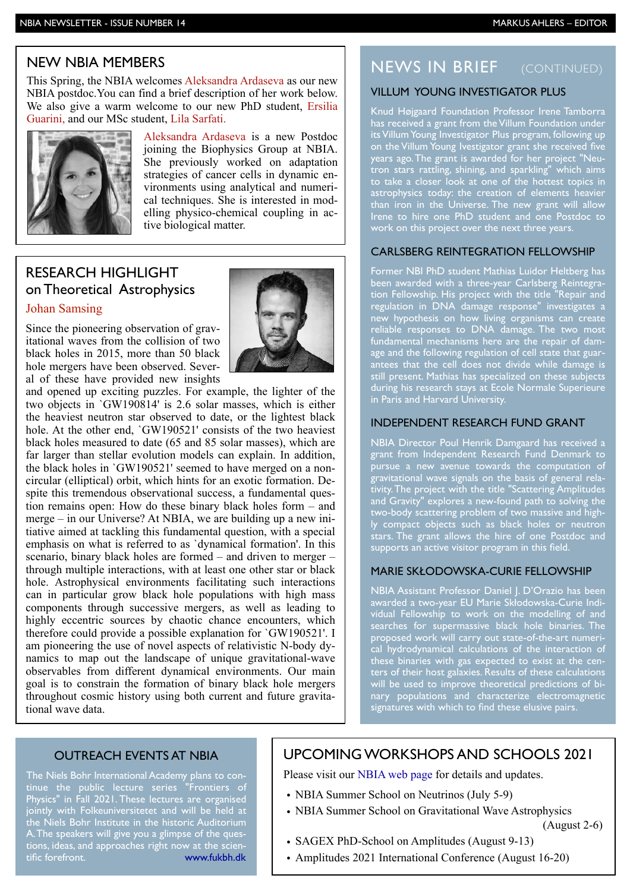## NEW NBIA MEMBERS

This Spring, the NBIA welcomes Aleksandra Ardaseva as our new NBIA postdoc. You can find a brief description of her work below. We also give a warm welcome to our new PhD student, Ersilia Guarini, and our MSc student, Lila Sarfati.

Aleksandra Ardaseva is a new Postdoc joining the Biophysics Group at NBIA. She previously worked on adaptation strategies of cancer cells in dynamic environments using analytical and numerical techniques. She is interested in modelling physico-chemical coupling in active biological matter.

## RESEARCH HIGHLIGHT on Theoretical Astrophysics

Johan Samsing

Since the pioneering observation of gravitational waves from the collision of two black holes in 2015, more than 50 black hole mergers have been observed. Several of these have provided new insights and opened up exciting puzzles. For example, the lighter of the two objects in `GW190814' is 2.6 solar masses, which is either the heaviest neutron star observed to date, or the lightest black hole. At the other end, `GW190521' consists of the two heaviest black holes measured to date (65 and 85 solar masses), which are far larger than stellar evolution models can explain. In addition, the black holes in `GW190521' seemed to have merged on a non-circular (elliptical) orbit, which hints for an exotic formation. Despite this tremendous observational success, a fundamental question remains open: How do these binary black holes form – and merge – in our Universe? At NBIA, we are building up a new initiative aimed at tackling this fundamental question, with a special emphasis on what is referred to as `dynamical formation'. In this scenario, binary black holes are formed – and driven to merger – through multiple interactions, with at least one other star or black hole. Astrophysical environments facilitating such interactions can in particular grow black hole populations with high mass components through successive mergers, as well as leading to highly eccentric sources by chaotic chance encounters, which therefore could provide a possible explanation for `GW190521'. I am pioneering the use of novel aspects of relativistic N-body dynamics to map out the landscape of unique gravitational-wave observables from different dynamical environments. Our main goal is to constrain the formation of binary black hole mergers throughout cosmic history using both current and future gravitational wave data.

## NEWS IN BRIEF (CONTINUED)

### VILLUM YOUNG INVESTIGATOR PLUS

Knud Højgaard Foundation Professor Irene Tamborra has received a grant from the Villum Foundation under its Villum Young Investigator Plus program, following up on the Villum Young Ivestigator grant she received five years ago. The grant is awarded for her project "Neutron stars rattling, shining, and sparkling" which aims to take a closer look at one of the hottest topics in astrophysics today: the creation of elements heavier than iron in the Universe. The new grant will allow Irene to hire one PhD student and one Postdoc to work on this project over the next three years.

### CARLSBERG REINTEGRATION FELLOWSHIP

Former NBI PhD student Mathias Luidor Heltberg has been awarded with a three-year Carlsberg Reintegration Fellowship. His project with the title "Repair and regulation in DNA damage response" investigates a new hypothesis on how living organisms can create reliable responses to DNA damage. The two most fundamental mechanisms here are the repair of damage and the following regulation of cell state that guarantees that the cell does not divide while damage is still present. Mathias has specialized on these subjects during his research stays at Ecole Normale Superieure in Paris and Harvard University.

### INDEPENDENT RESEARCH FUND GRANT

NBIA Director Poul Henrik Damgaard has received a grant from Independent Research Fund Denmark to pursue a new avenue towards the computation of gravitational wave signals on the basis of general relativity. The project with the title "Scattering Amplitudes and Gravity" explores a new-found path to solving the two-body scattering problem of two massive and highly compact objects such as black holes or neutron stars. The grant allows the hire of one Postdoc and supports an active visitor program in this field.

### MARIE SKŁODOWSKA-CURIE FELLOWSHIP

NBIA Assistant Professor Daniel J. D'Orazio has been awarded a two-year EU Marie Skłodowska-Curie Individual Fellowship to work on the modelling of and searches for supermassive black hole binaries. The proposed work will carry out state-of-the-art numerical hydrodynamical calculations of the interaction of these binaries with gas expected to exist at the centers of their host galaxies. Results of these calculations will be used to improve theoretical predictions of binary populations and characterize electromagnetic signatures with which to find these elusive pairs.

## OUTREACH EVENTS AT NBIA

The Niels Bohr International Academy plans to continue the public lecture series "Frontiers of Physics" in Fall 2021. These lectures are organised jointly with Folkeuniversitetet and will be held at the Niels Bohr Institute in the historic Auditorium A. The speakers will give you a glimpse of the questions, ideas, and approaches right now at the scientific forefront. www.fukbh.dk

## UPCOMING WORKSHOPS AND SCHOOLS 2021

Please visit our NBIA web page for details and updates.

- NBIA Summer School on Neutrinos (July 5-9)
- NBIA Summer School on Gravitational Wave Astrophysics (August 2-6)
- SAGEX PhD-School on Amplitudes (August 9-13)
- Amplitudes 2021 International Conference (August 16-20)